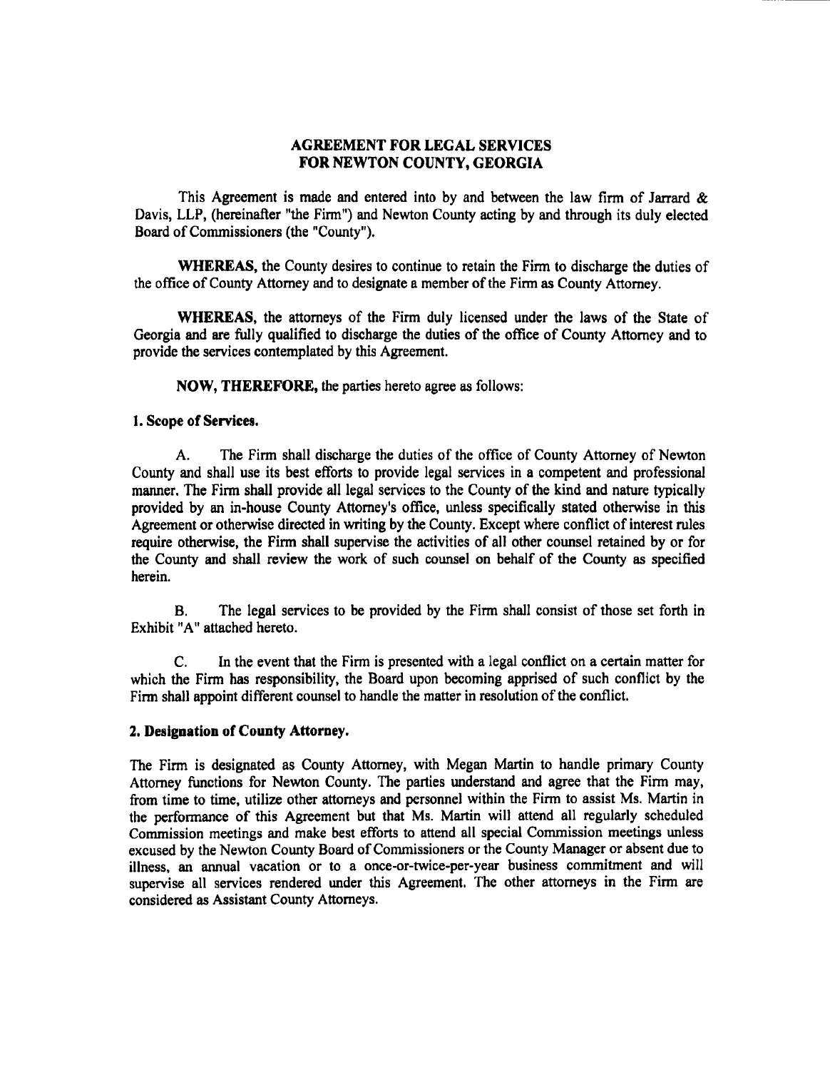# AGREEMENT FOR LEGAL SERVICES FOR NEWTON COUNTY, GEORGIA

This Agreement is made and entered into by and between the law firm of Jarrard & Davis, LLP, (hereinafter "the Firm") and Newton County acting by and through its duly elected Board of Commissioners (the "County").

**WHEREAS,** the County desires to continue to retain the Firm to discharge the duties of the office of County Attorney and to designate a member of the Firm as County Attorney.

**WHEREAS,** the attorneys of the Firm duly licensed under the laws of the State of Georgia and are fully qualified to discharge the duties of the office of County Attorney and to provide the services contemplated by this Agreement.

**NOW, THEREFORE,** the parties hereto agree as follows:

**1. Scope of Services.**

A. The Firm shall discharge the duties of the office of County Attorney of Newton County and shall use its best efforts to provide legal services in a competent and professional manner. The Firm shall provide all legal services to the County of the kind and nature typically provided by an in-house County Attorney's office, unless specifically stated otherwise in this Agreement or otherwise directed in writing by the County. Except where conflict of interest rules require otherwise, the Firm shall supervise the activities of all other counsel retained by or for the County and shall review the work of such counsel on behalf of the County as specified herein.

B. The legal services to be provided by the Firm shall consist of those set forth in Exhibit "A" attached hereto.

C. In the event that the Firm is presented with a legal conflict on a certain matter for which the Firm has responsibility, the Board upon becoming apprised of such conflict by the Firm shall appoint different counsel to handle the matter in resolution of the conflict.

**2. Designation of County Attorney.**

The Firm is designated as County Attorney, with Megan Martin to handle primary County Attorney functions for Newton County. The parties understand and agree that the Firm may, from time to time, utilize other attorneys and personnel within the Firm to assist Ms. Martin in the performance of this Agreement but that Ms. Martin will attend all regularly scheduled Commission meetings and make best efforts to attend all special Commission meetings unless excused by the Newton County Board of Commissioners or the County Manager or absent due to illness, an annual vacation or to a once-or-twice-per-year business commitment and will supervise all services rendered under this Agreement. The other attorneys in the Firm are considered as Assistant County Attorneys.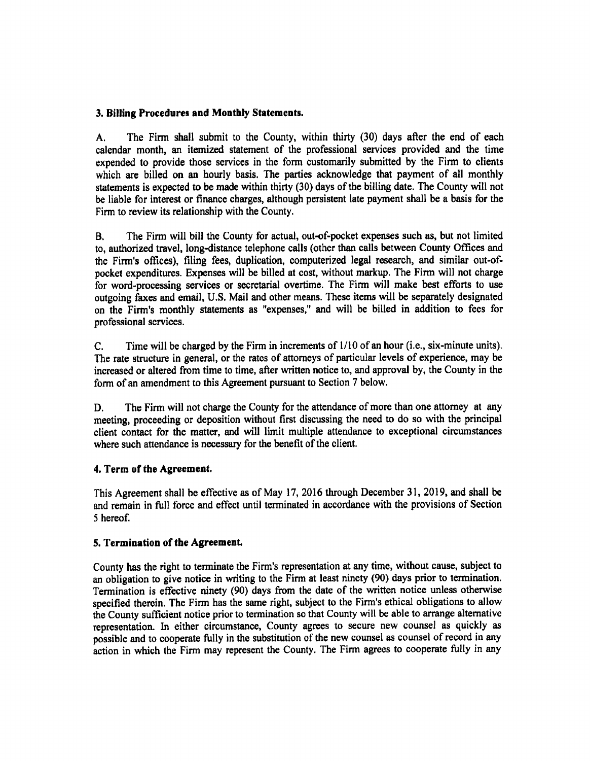**3. Billing Procedures and Monthly Statements.**

A. The Firm shall submit to the County, within thirty (30) days after the end of each calendar month, an itemized statement of the professional services provided and the time expended to provide those services in the form customarily submitted by the Firm to clients which are billed on an hourly basis. The parties acknowledge that payment of all monthly statements is expected to be made within thirty (30) days of the billing date. The County will not be liable for interest or finance charges, although persistent late payment shall be a basis for the Firm to review its relationship with the County.

B. The Firm will bill the County for actual, out-of-pocket expenses such as, but not limited to, authorized travel, long-distance telephone calls (other than calls between County Offices and the Firm's offices), filing fees, duplication, computerized legal research, and similar out-of-pocket expenditures. Expenses will be billed at cost, without markup. The Firm will not charge for word-processing services or secretarial overtime. The Firm will make best efforts to use outgoing faxes and email, U.S. Mail and other means. These items will be separately designated on the Firm's monthly statements as "expenses," and will be billed in addition to fees for professional services.

C. Time will be charged by the Firm in increments of 1/10 of an hour (i.e., six-minute units). The rate structure in general, or the rates of attorneys of particular levels of experience, may be increased or altered from time to time, after written notice to, and approval by, the County in the form of an amendment to this Agreement pursuant to Section 7 below.

D. The Firm will not charge the County for the attendance of more than one attorney at any meeting, proceeding or deposition without first discussing the need to do so with the principal client contact for the matter, and will limit multiple attendance to exceptional circumstances where such attendance is necessary for the benefit of the client.

**4. Term of the Agreement.**

This Agreement shall be effective as of May 17, 2016 through December 31, 2019, and shall be and remain in full force and effect until terminated in accordance with the provisions of Section 5 hereof.

**5. Termination of the Agreement.**

County has the right to terminate the Firm's representation at any time, without cause, subject to an obligation to give notice in writing to the Firm at least ninety (90) days prior to termination. Termination is effective ninety (90) days from the date of the written notice unless otherwise specified therein. The Firm has the same right, subject to the Firm's ethical obligations to allow the County sufficient notice prior to termination so that County will be able to arrange alternative representation. In either circumstance, County agrees to secure new counsel as quickly as possible and to cooperate fully in the substitution of the new counsel as counsel of record in any action in which the Firm may represent the County. The Firm agrees to cooperate fully in any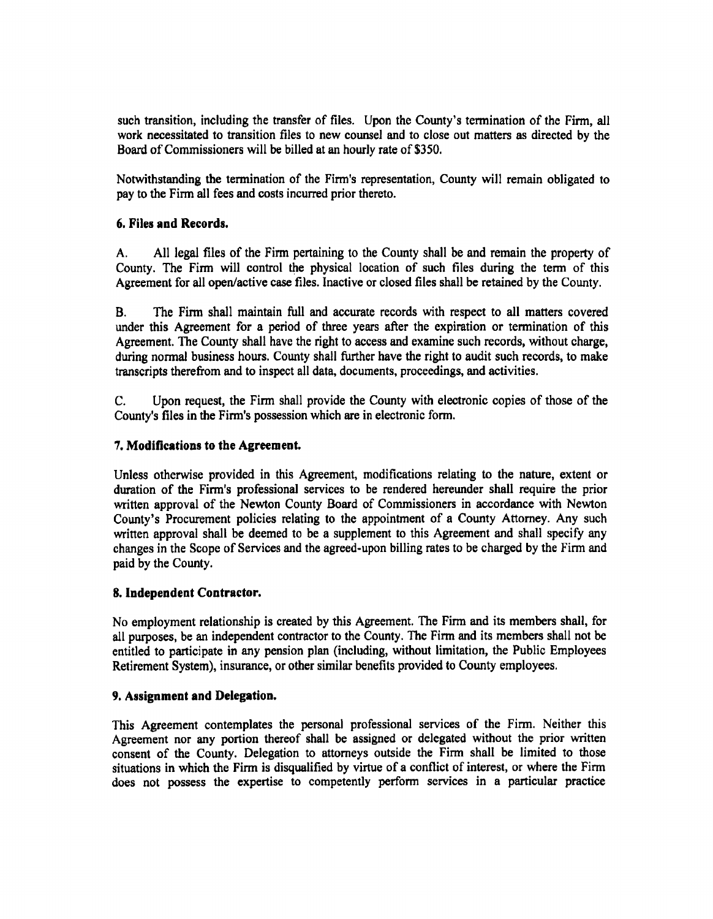such transition, including the transfer of files. Upon the County's termination of the Firm, all work necessitated to transition files to new counsel and to close out matters as directed by the Board of Commissioners will be billed at an hourly rate of $350.

Notwithstanding the termination of the Firm's representation, County will remain obligated to pay to the Firm all fees and costs incurred prior thereto.

**6. Files and Records.**

A. All legal files of the Firm pertaining to the County shall be and remain the property of County. The Firm will control the physical location of such files during the term of this Agreement for all open/active case files. Inactive or closed files shall be retained by the County.

B. The Firm shall maintain full and accurate records with respect to all matters covered under this Agreement for a period of three years after the expiration or termination of this Agreement. The County shall have the right to access and examine such records, without charge, during normal business hours. County shall further have the right to audit such records, to make transcripts therefrom and to inspect all data, documents, proceedings, and activities.

C. Upon request, the Firm shall provide the County with electronic copies of those of the County's files in the Firm's possession which are in electronic form.

**7. Modifications to the Agreement.**

Unless otherwise provided in this Agreement, modifications relating to the nature, extent or duration of the Firm's professional services to be rendered hereunder shall require the prior written approval of the Newton County Board of Commissioners in accordance with Newton County's Procurement policies relating to the appointment of a County Attorney. Any such written approval shall be deemed to be a supplement to this Agreement and shall specify any changes in the Scope of Services and the agreed-upon billing rates to be charged by the Firm and paid by the County.

**8. Independent Contractor.**

No employment relationship is created by this Agreement. The Firm and its members shall, for all purposes, be an independent contractor to the County. The Firm and its members shall not be entitled to participate in any pension plan (including, without limitation, the Public Employees Retirement System), insurance, or other similar benefits provided to County employees.

**9. Assignment and Delegation.**

This Agreement contemplates the personal professional services of the Firm. Neither this Agreement nor any portion thereof shall be assigned or delegated without the prior written consent of the County. Delegation to attorneys outside the Firm shall be limited to those situations in which the Firm is disqualified by virtue of a conflict of interest, or where the Firm does not possess the expertise to competently perform services in a particular practice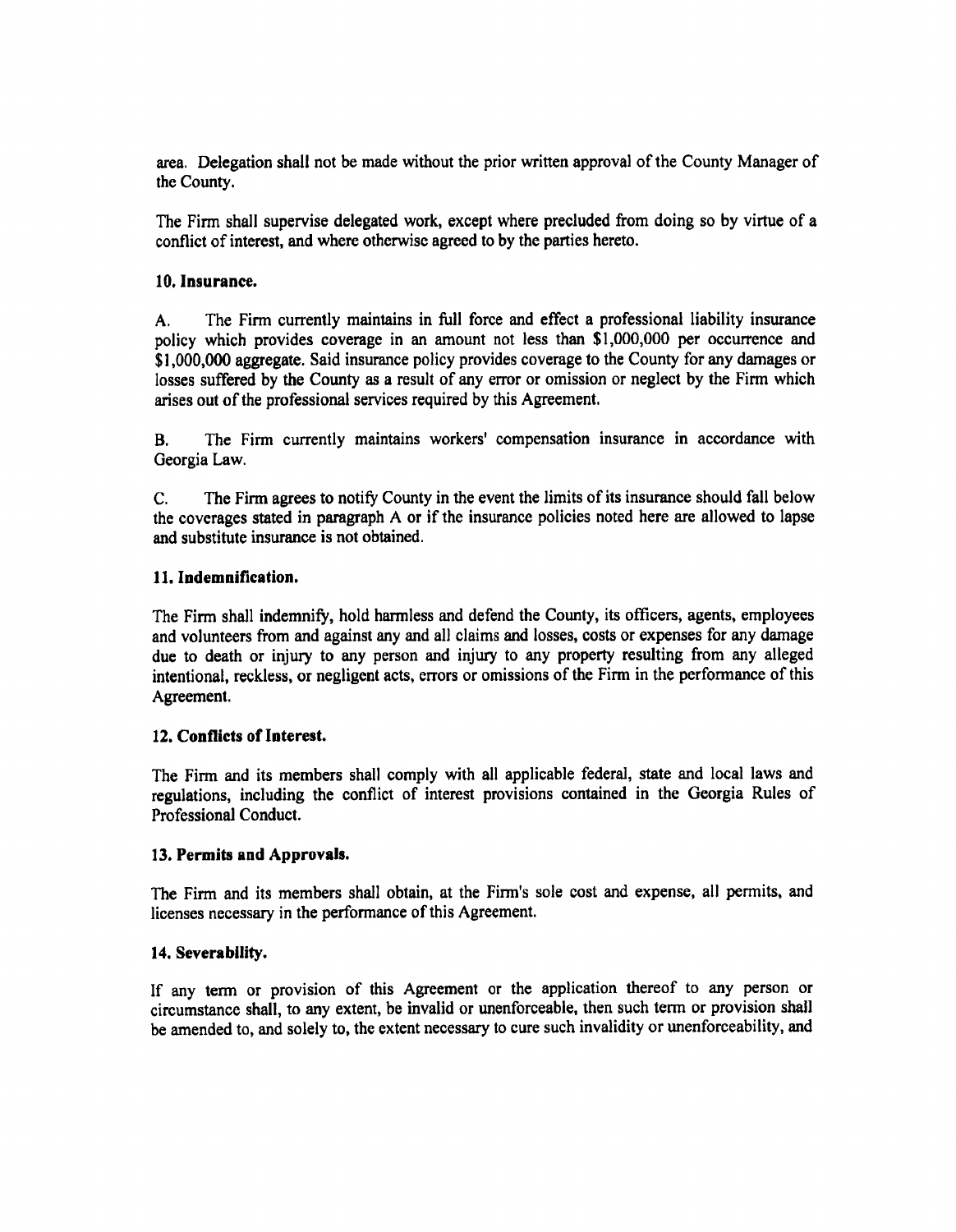area. Delegation shall not be made without the prior written approval of the County Manager of the County.

The Firm shall supervise delegated work, except where precluded from doing so by virtue of a conflict of interest, and where otherwise agreed to by the parties hereto.

**10. Insurance.**

A. The Firm currently maintains in full force and effect a professional liability insurance policy which provides coverage in an amount not less than $1,000,000 per occurrence and $1,000,000 aggregate. Said insurance policy provides coverage to the County for any damages or losses suffered by the County as a result of any error or omission or neglect by the Firm which arises out of the professional services required by this Agreement.

B. The Firm currently maintains workers' compensation insurance in accordance with Georgia Law.

C. The Firm agrees to notify County in the event the limits of its insurance should fall below the coverages stated in paragraph A or if the insurance policies noted here are allowed to lapse and substitute insurance is not obtained.

**11. Indemnification.**

The Firm shall indemnify, hold harmless and defend the County, its officers, agents, employees and volunteers from and against any and all claims and losses, costs or expenses for any damage due to death or injury to any person and injury to any property resulting from any alleged intentional, reckless, or negligent acts, errors or omissions of the Firm in the performance of this Agreement.

**12. Conflicts of Interest.**

The Firm and its members shall comply with all applicable federal, state and local laws and regulations, including the conflict of interest provisions contained in the Georgia Rules of Professional Conduct.

**13. Permits and Approvals.**

The Firm and its members shall obtain, at the Firm's sole cost and expense, all permits, and licenses necessary in the performance of this Agreement.

**14. Severability.**

If any term or provision of this Agreement or the application thereof to any person or circumstance shall, to any extent, be invalid or unenforceable, then such term or provision shall be amended to, and solely to, the extent necessary to cure such invalidity or unenforceability, and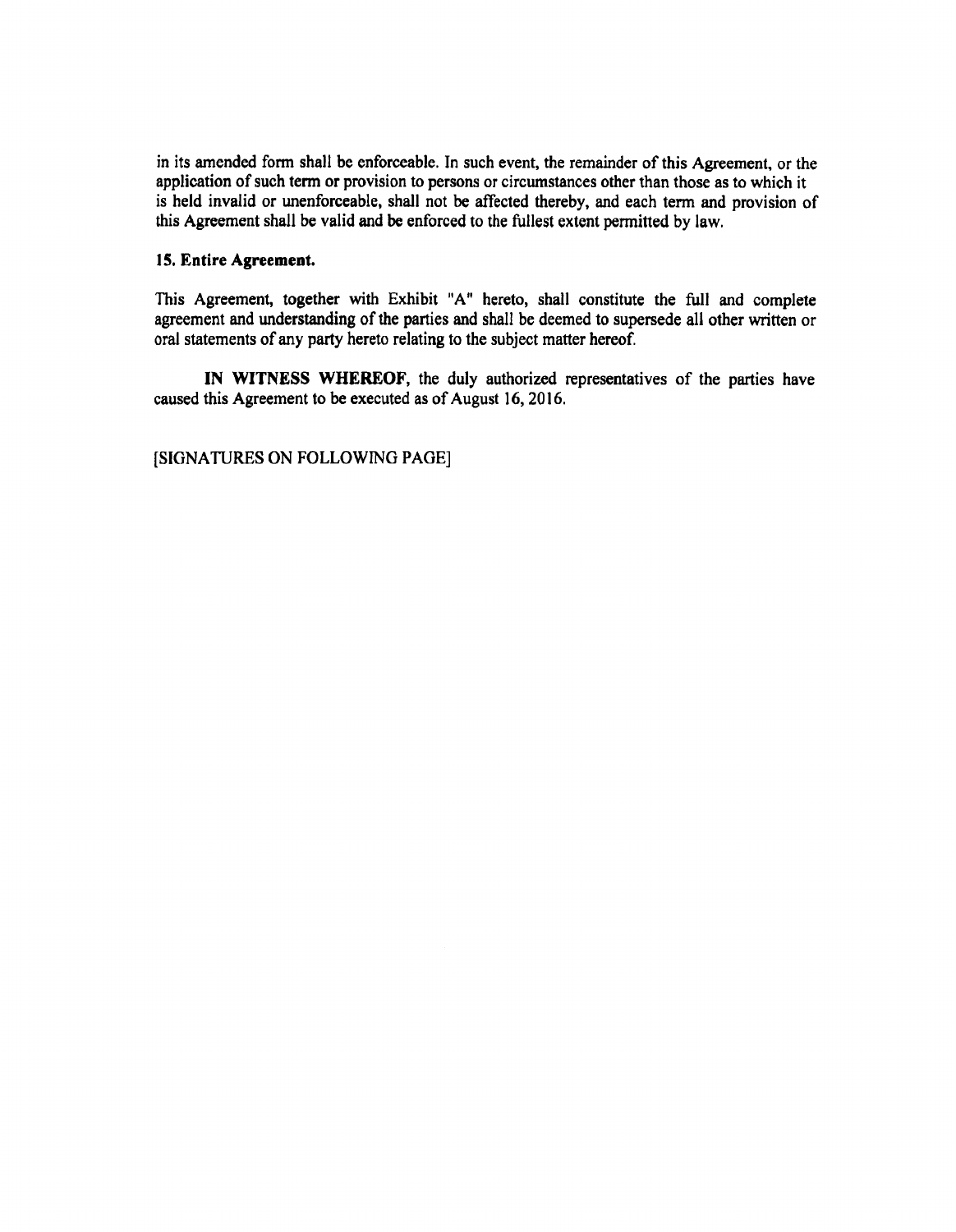in its amended form shall be enforceable. In such event, the remainder of this Agreement, or the application of such term or provision to persons or circumstances other than those as to which it is held invalid or unenforceable, shall not be affected thereby, and each term and provision of this Agreement shall be valid and be enforced to the fullest extent permitted by law.

**15. Entire Agreement.**

This Agreement, together with Exhibit "A" hereto, shall constitute the full and complete agreement and understanding of the parties and shall be deemed to supersede all other written or oral statements of any party hereto relating to the subject matter hereof.

**IN WITNESS WHEREOF**, the duly authorized representatives of the parties have caused this Agreement to be executed as of August 16, 2016.

[SIGNATURES ON FOLLOWING PAGE]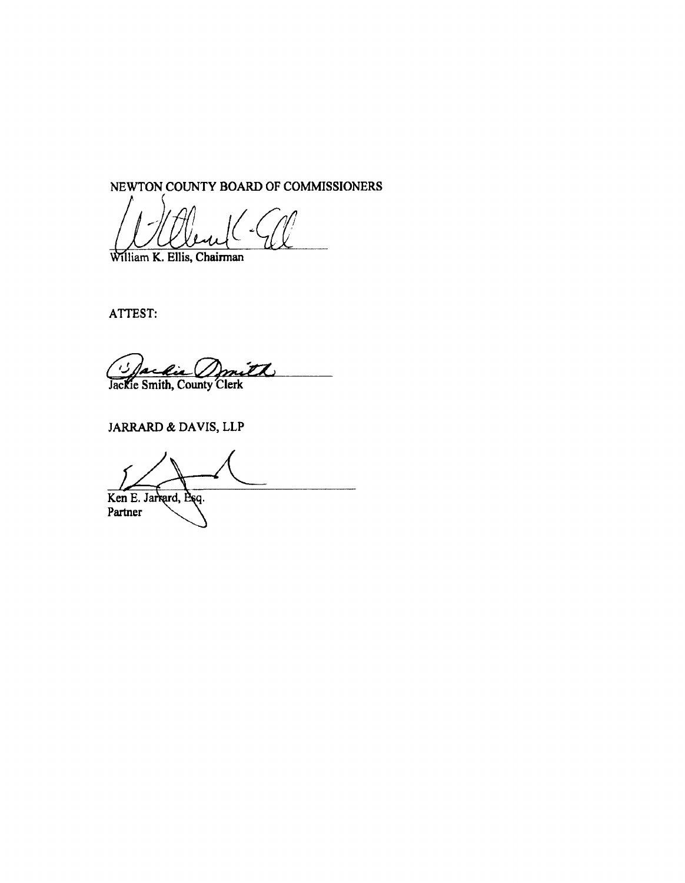NEWTON COUNTY BOARD OF COMMISSIONERS

William K. Ellis, Chairman

ATTEST:

Jackie Smith, County Clerk

JARRARD & DAVIS, LLP

Ken E. Jarrard, Esq.
Partner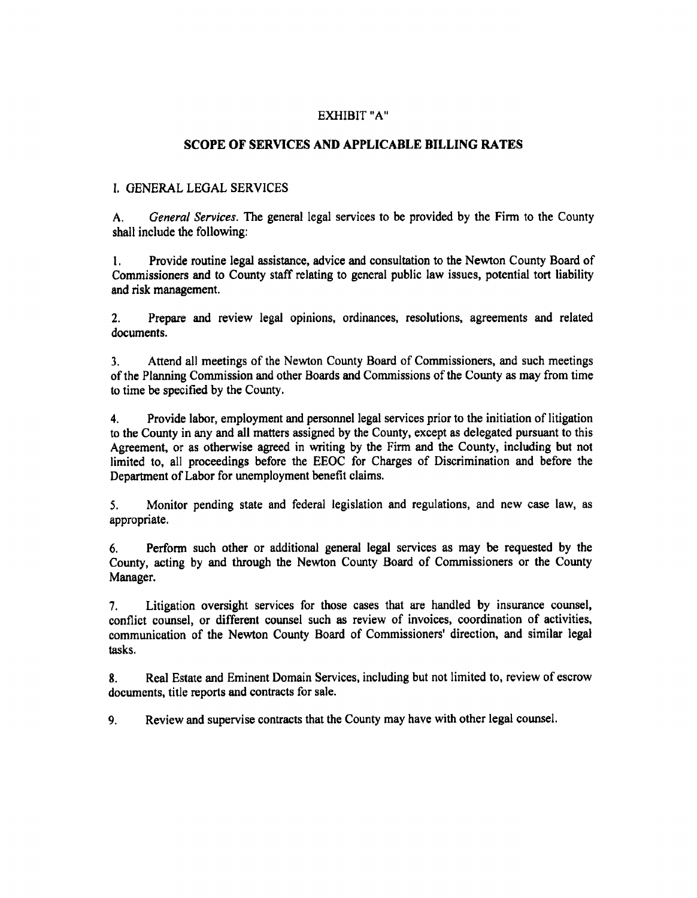# EXHIBIT "A"

## SCOPE OF SERVICES AND APPLICABLE BILLING RATES

### I. GENERAL LEGAL SERVICES

A. *General Services.* The general legal services to be provided by the Firm to the County shall include the following:

1. Provide routine legal assistance, advice and consultation to the Newton County Board of Commissioners and to County staff relating to general public law issues, potential tort liability and risk management.

2. Prepare and review legal opinions, ordinances, resolutions, agreements and related documents.

3. Attend all meetings of the Newton County Board of Commissioners, and such meetings of the Planning Commission and other Boards and Commissions of the County as may from time to time be specified by the County.

4. Provide labor, employment and personnel legal services prior to the initiation of litigation to the County in any and all matters assigned by the County, except as delegated pursuant to this Agreement, or as otherwise agreed in writing by the Firm and the County, including but not limited to, all proceedings before the EEOC for Charges of Discrimination and before the Department of Labor for unemployment benefit claims.

5. Monitor pending state and federal legislation and regulations, and new case law, as appropriate.

6. Perform such other or additional general legal services as may be requested by the County, acting by and through the Newton County Board of Commissioners or the County Manager.

7. Litigation oversight services for those cases that are handled by insurance counsel, conflict counsel, or different counsel such as review of invoices, coordination of activities, communication of the Newton County Board of Commissioners' direction, and similar legal tasks.

8. Real Estate and Eminent Domain Services, including but not limited to, review of escrow documents, title reports and contracts for sale.

9. Review and supervise contracts that the County may have with other legal counsel.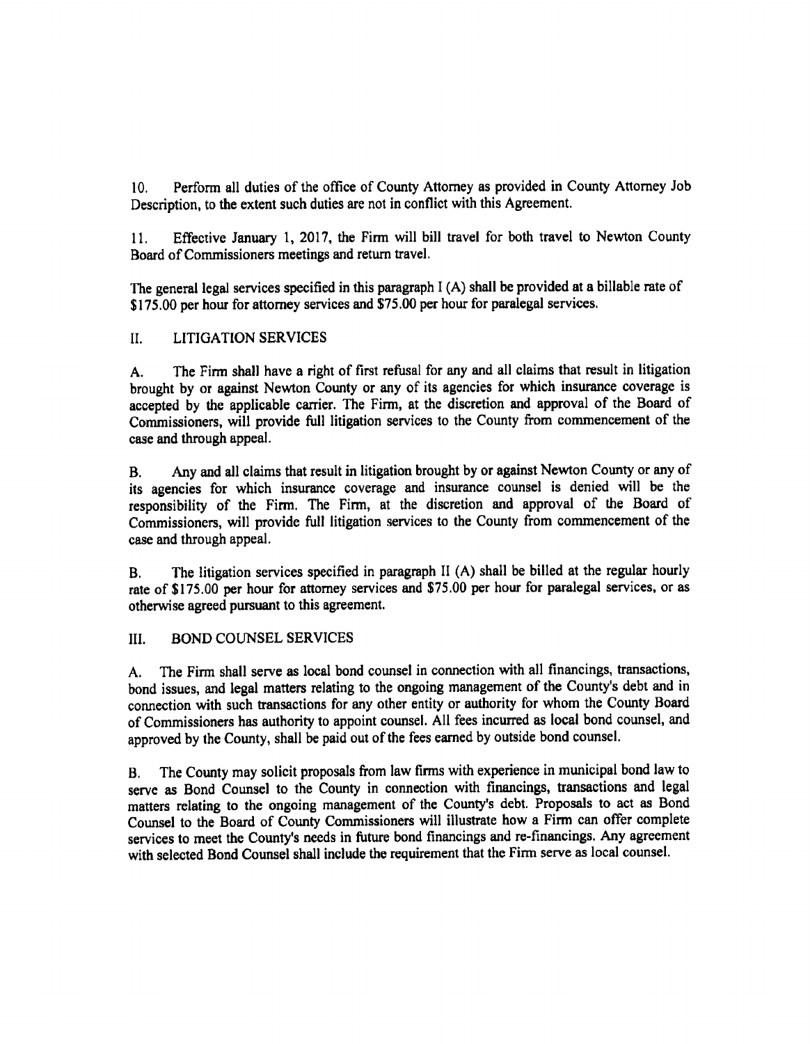10. Perform all duties of the office of County Attorney as provided in County Attorney Job Description, to the extent such duties are not in conflict with this Agreement.

11. Effective January 1, 2017, the Firm will bill travel for both travel to Newton County Board of Commissioners meetings and return travel.

The general legal services specified in this paragraph I (A) shall be provided at a billable rate of $175.00 per hour for attorney services and $75.00 per hour for paralegal services.

## II. LITIGATION SERVICES

A. The Firm shall have a right of first refusal for any and all claims that result in litigation brought by or against Newton County or any of its agencies for which insurance coverage is accepted by the applicable carrier. The Firm, at the discretion and approval of the Board of Commissioners, will provide full litigation services to the County from commencement of the case and through appeal.

B. Any and all claims that result in litigation brought by or against Newton County or any of its agencies for which insurance coverage and insurance counsel is denied will be the responsibility of the Firm. The Firm, at the discretion and approval of the Board of Commissioners, will provide full litigation services to the County from commencement of the case and through appeal.

B. The litigation services specified in paragraph II (A) shall be billed at the regular hourly rate of $175.00 per hour for attorney services and $75.00 per hour for paralegal services, or as otherwise agreed pursuant to this agreement.

## III. BOND COUNSEL SERVICES

A. The Firm shall serve as local bond counsel in connection with all financings, transactions, bond issues, and legal matters relating to the ongoing management of the County's debt and in connection with such transactions for any other entity or authority for whom the County Board of Commissioners has authority to appoint counsel. All fees incurred as local bond counsel, and approved by the County, shall be paid out of the fees earned by outside bond counsel.

B. The County may solicit proposals from law firms with experience in municipal bond law to serve as Bond Counsel to the County in connection with financings, transactions and legal matters relating to the ongoing management of the County's debt. Proposals to act as Bond Counsel to the Board of County Commissioners will illustrate how a Firm can offer complete services to meet the County's needs in future bond financings and re-financings. Any agreement with selected Bond Counsel shall include the requirement that the Firm serve as local counsel.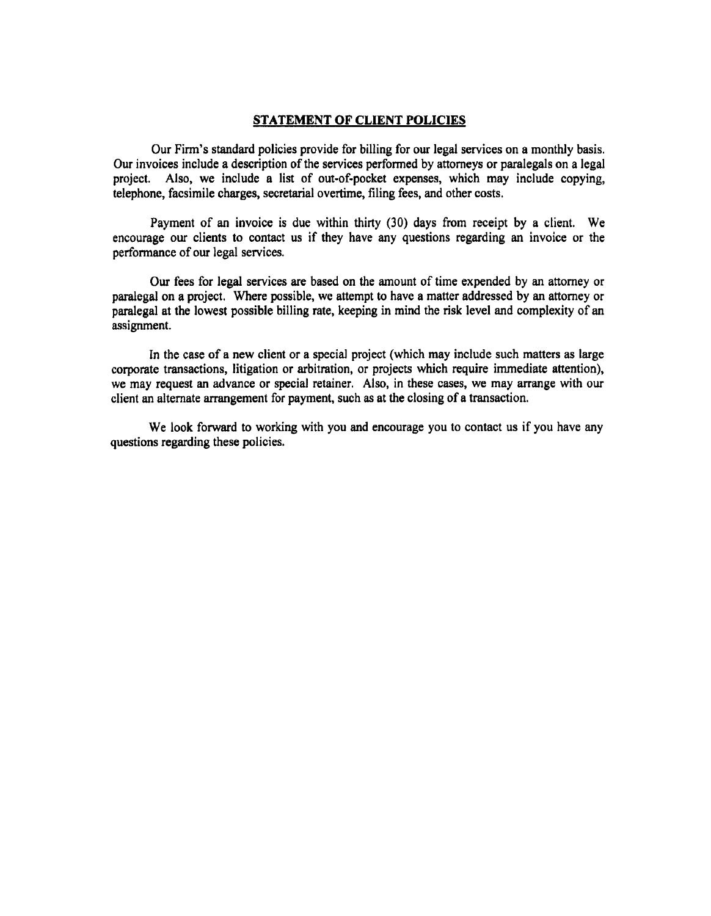## STATEMENT OF CLIENT POLICIES

Our Firm's standard policies provide for billing for our legal services on a monthly basis. Our invoices include a description of the services performed by attorneys or paralegals on a legal project. Also, we include a list of out-of-pocket expenses, which may include copying, telephone, facsimile charges, secretarial overtime, filing fees, and other costs.

Payment of an invoice is due within thirty (30) days from receipt by a client. We encourage our clients to contact us if they have any questions regarding an invoice or the performance of our legal services.

Our fees for legal services are based on the amount of time expended by an attorney or paralegal on a project. Where possible, we attempt to have a matter addressed by an attorney or paralegal at the lowest possible billing rate, keeping in mind the risk level and complexity of an assignment.

In the case of a new client or a special project (which may include such matters as large corporate transactions, litigation or arbitration, or projects which require immediate attention), we may request an advance or special retainer. Also, in these cases, we may arrange with our client an alternate arrangement for payment, such as at the closing of a transaction.

We look forward to working with you and encourage you to contact us if you have any questions regarding these policies.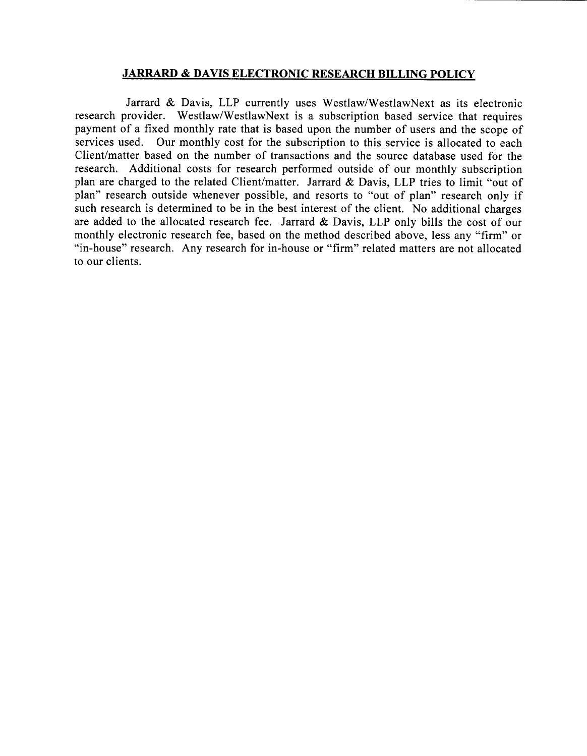## JARRARD & DAVIS ELECTRONIC RESEARCH BILLING POLICY

Jarrard & Davis, LLP currently uses Westlaw/WestlawNext as its electronic research provider. Westlaw/WestlawNext is a subscription based service that requires payment of a fixed monthly rate that is based upon the number of users and the scope of services used. Our monthly cost for the subscription to this service is allocated to each Client/matter based on the number of transactions and the source database used for the research. Additional costs for research performed outside of our monthly subscription plan are charged to the related Client/matter. Jarrard & Davis, LLP tries to limit "out of plan" research outside whenever possible, and resorts to "out of plan" research only if such research is determined to be in the best interest of the client. No additional charges are added to the allocated research fee. Jarrard & Davis, LLP only bills the cost of our monthly electronic research fee, based on the method described above, less any "firm" or "in-house" research. Any research for in-house or "firm" related matters are not allocated to our clients.